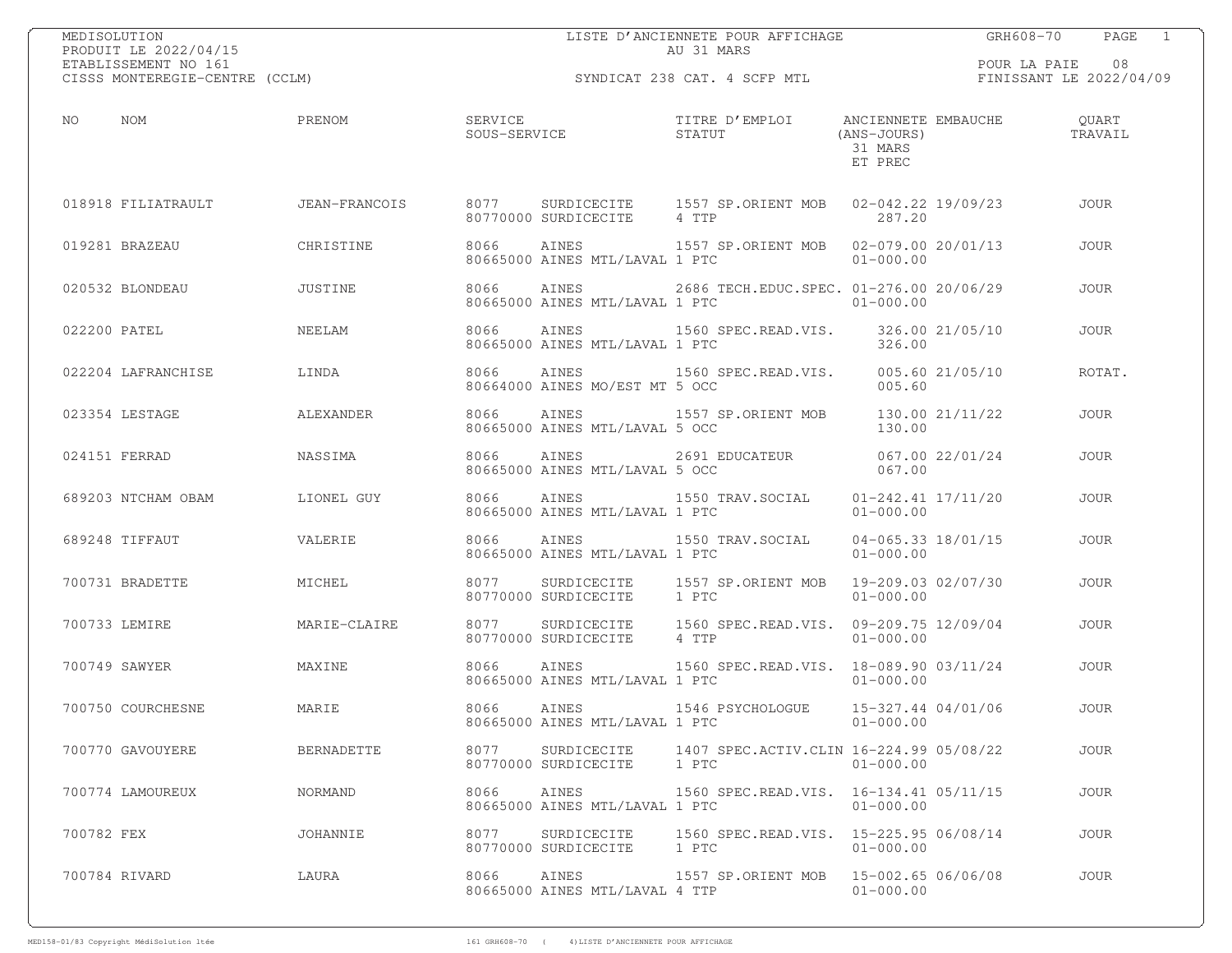MEDISOLUTION
PRODUIT LE 2022/04/15
ETABLISSEMENT NO 161
CISSS MONTEREGIE-CENTRE (CCLM)

# LISTE D'ANCIENNETE POUR AFFICHAGE
AU 31 MARS

SYNDICAT 238 CAT. 4 SCFP MTL

GRH608-70 PAGE 1
POUR LA PAIE 08
FINISSANT LE 2022/04/09

| NO | NOM | PRENOM | SERVICE / SOUS-SERVICE | TITRE D'EMPLOI / STATUT | ANCIENNETE (ANS-JOURS) 31 MARS ET PREC | EMBAUCHE | QUART TRAVAIL |
|---|---|---|---|---|---|---|---|
| 018918 | FILIATRAULT | JEAN-FRANCOIS | 8077 SURDICECITE / 80770000 SURDICECITE | 1557 SP.ORIENT MOB / 4 TTP | 02-042.22 / 287.20 | 19/09/23 | JOUR |
| 019281 | BRAZEAU | CHRISTINE | 8066 AINES / 80665000 AINES MTL/LAVAL | 1557 SP.ORIENT MOB / 1 PTC | 02-079.00 / 01-000.00 | 20/01/13 | JOUR |
| 020532 | BLONDEAU | JUSTINE | 8066 AINES / 80665000 AINES MTL/LAVAL | 2686 TECH.EDUC.SPEC. / 1 PTC | 01-276.00 / 01-000.00 | 20/06/29 | JOUR |
| 022200 | PATEL | NEELAM | 8066 AINES / 80665000 AINES MTL/LAVAL | 1560 SPEC.READ.VIS. / 1 PTC | 326.00 / 326.00 | 21/05/10 | JOUR |
| 022204 | LAFRANCHISE | LINDA | 8066 AINES / 80664000 AINES MO/EST MT | 1560 SPEC.READ.VIS. / 5 OCC | 005.60 / 005.60 | 21/05/10 | ROTAT. |
| 023354 | LESTAGE | ALEXANDER | 8066 AINES / 80665000 AINES MTL/LAVAL | 1557 SP.ORIENT MOB / 5 OCC | 130.00 / 130.00 | 21/11/22 | JOUR |
| 024151 | FERRAD | NASSIMA | 8066 AINES / 80665000 AINES MTL/LAVAL | 2691 EDUCATEUR / 5 OCC | 067.00 / 067.00 | 22/01/24 | JOUR |
| 689203 | NTCHAM OBAM | LIONEL GUY | 8066 AINES / 80665000 AINES MTL/LAVAL | 1550 TRAV.SOCIAL / 1 PTC | 01-242.41 / 01-000.00 | 17/11/20 | JOUR |
| 689248 | TIFFAUT | VALERIE | 8066 AINES / 80665000 AINES MTL/LAVAL | 1550 TRAV.SOCIAL / 1 PTC | 04-065.33 / 01-000.00 | 18/01/15 | JOUR |
| 700731 | BRADETTE | MICHEL | 8077 SURDICECITE / 80770000 SURDICECITE | 1557 SP.ORIENT MOB / 1 PTC | 19-209.03 / 01-000.00 | 02/07/30 | JOUR |
| 700733 | LEMIRE | MARIE-CLAIRE | 8077 SURDICECITE / 80770000 SURDICECITE | 1560 SPEC.READ.VIS. / 4 TTP | 09-209.75 / 01-000.00 | 12/09/04 | JOUR |
| 700749 | SAWYER | MAXINE | 8066 AINES / 80665000 AINES MTL/LAVAL | 1560 SPEC.READ.VIS. / 1 PTC | 18-089.90 / 01-000.00 | 03/11/24 | JOUR |
| 700750 | COURCHESNE | MARIE | 8066 AINES / 80665000 AINES MTL/LAVAL | 1546 PSYCHOLOGUE / 1 PTC | 15-327.44 / 01-000.00 | 04/01/06 | JOUR |
| 700770 | GAVOUYERE | BERNADETTE | 8077 SURDICECITE / 80770000 SURDICECITE | 1407 SPEC.ACTIV.CLIN / 1 PTC | 16-224.99 / 01-000.00 | 05/08/22 | JOUR |
| 700774 | LAMOUREUX | NORMAND | 8066 AINES / 80665000 AINES MTL/LAVAL | 1560 SPEC.READ.VIS. / 1 PTC | 16-134.41 / 01-000.00 | 05/11/15 | JOUR |
| 700782 | FEX | JOHANNIE | 8077 SURDICECITE / 80770000 SURDICECITE | 1560 SPEC.READ.VIS. / 1 PTC | 15-225.95 / 01-000.00 | 06/08/14 | JOUR |
| 700784 | RIVARD | LAURA | 8066 AINES / 80665000 AINES MTL/LAVAL | 1557 SP.ORIENT MOB / 4 TTP | 15-002.65 / 01-000.00 | 06/06/08 | JOUR |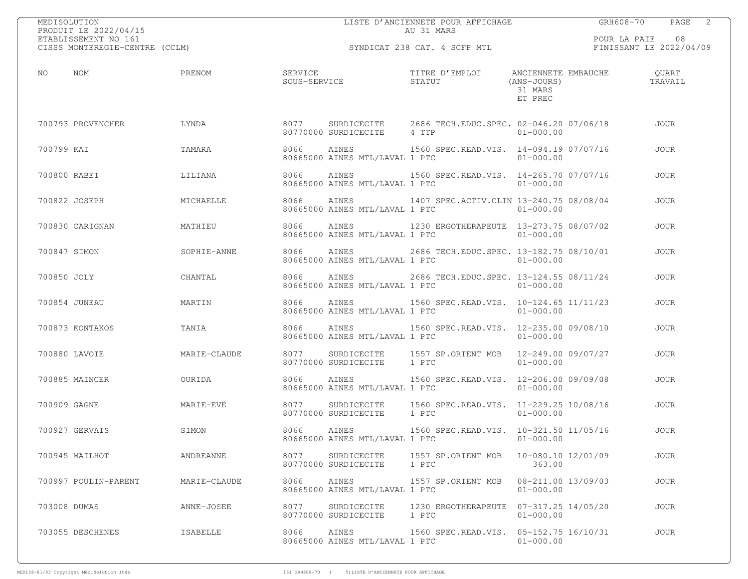MEDISOLUTION
PRODUIT LE 2022/04/15
ETABLISSEMENT NO 161
CISSS MONTEREGIE-CENTRE (CCLM)

LISTE D'ANCIENNETE POUR AFFICHAGE
AU 31 MARS

SYNDICAT 238 CAT. 4 SCFP MTL

GRH608-70

POUR LA PAIE 08
FINISSANT LE 2022/04/09

| NO | NOM | PRENOM | SERVICE / SOUS-SERVICE | TITRE D'EMPLOI / STATUT | ANCIENNETE (ANS-JOURS) 31 MARS ET PREC | EMBAUCHE | QUART TRAVAIL |
|---|---|---|---|---|---|---|---|
| 700793 | PROVENCHER | LYNDA | 8077 SURDICECITE / 80770000 SURDICECITE | 2686 TECH.EDUC.SPEC. / 4 TTP | 02-046.20 / 01-000.00 | 07/06/18 | JOUR |
| 700799 | KAI | TAMARA | 8066 AINES / 80665000 AINES MTL/LAVAL | 1560 SPEC.READ.VIS. / 1 PTC | 14-094.19 / 01-000.00 | 07/07/16 | JOUR |
| 700800 | RABEI | LILIANA | 8066 AINES / 80665000 AINES MTL/LAVAL | 1560 SPEC.READ.VIS. / 1 PTC | 14-265.70 / 01-000.00 | 07/07/16 | JOUR |
| 700822 | JOSEPH | MICHAELLE | 8066 AINES / 80665000 AINES MTL/LAVAL | 1407 SPEC.ACTIV.CLIN / 1 PTC | 13-240.75 / 01-000.00 | 08/08/04 | JOUR |
| 700830 | CARIGNAN | MATHIEU | 8066 AINES / 80665000 AINES MTL/LAVAL | 1230 ERGOTHERAPEUTE / 1 PTC | 13-273.75 / 01-000.00 | 08/07/02 | JOUR |
| 700847 | SIMON | SOPHIE-ANNE | 8066 AINES / 80665000 AINES MTL/LAVAL | 2686 TECH.EDUC.SPEC. / 1 PTC | 13-182.75 / 01-000.00 | 08/10/01 | JOUR |
| 700850 | JOLY | CHANTAL | 8066 AINES / 80665000 AINES MTL/LAVAL | 2686 TECH.EDUC.SPEC. / 1 PTC | 13-124.55 / 01-000.00 | 08/11/24 | JOUR |
| 700854 | JUNEAU | MARTIN | 8066 AINES / 80665000 AINES MTL/LAVAL | 1560 SPEC.READ.VIS. / 1 PTC | 10-124.65 / 01-000.00 | 11/11/23 | JOUR |
| 700873 | KONTAKOS | TANIA | 8066 AINES / 80665000 AINES MTL/LAVAL | 1560 SPEC.READ.VIS. / 1 PTC | 12-235.00 / 01-000.00 | 09/08/10 | JOUR |
| 700880 | LAVOIE | MARIE-CLAUDE | 8077 SURDICECITE / 80770000 SURDICECITE | 1557 SP.ORIENT MOB / 1 PTC | 12-249.00 / 01-000.00 | 09/07/27 | JOUR |
| 700885 | MAINCER | OURIDA | 8066 AINES / 80665000 AINES MTL/LAVAL | 1560 SPEC.READ.VIS. / 1 PTC | 12-206.00 / 01-000.00 | 09/09/08 | JOUR |
| 700909 | GAGNE | MARIE-EVE | 8077 SURDICECITE / 80770000 SURDICECITE | 1560 SPEC.READ.VIS. / 1 PTC | 11-229.25 / 01-000.00 | 10/08/16 | JOUR |
| 700927 | GERVAIS | SIMON | 8066 AINES / 80665000 AINES MTL/LAVAL | 1560 SPEC.READ.VIS. / 1 PTC | 10-321.50 / 01-000.00 | 11/05/16 | JOUR |
| 700945 | MAILHOT | ANDREANNE | 8077 SURDICECITE / 80770000 SURDICECITE | 1557 SP.ORIENT MOB / 1 PTC | 10-080.10 / 363.00 | 12/01/09 | JOUR |
| 700997 | POULIN-PARENT | MARIE-CLAUDE | 8066 AINES / 80665000 AINES MTL/LAVAL | 1557 SP.ORIENT MOB / 1 PTC | 08-211.00 / 01-000.00 | 13/09/03 | JOUR |
| 703008 | DUMAS | ANNE-JOSEE | 8077 SURDICECITE / 80770000 SURDICECITE | 1230 ERGOTHERAPEUTE / 1 PTC | 07-317.25 / 01-000.00 | 14/05/20 | JOUR |
| 703055 | DESCHENES | ISABELLE | 8066 AINES / 80665000 AINES MTL/LAVAL | 1560 SPEC.READ.VIS. / 1 PTC | 05-152.75 / 01-000.00 | 16/10/31 | JOUR |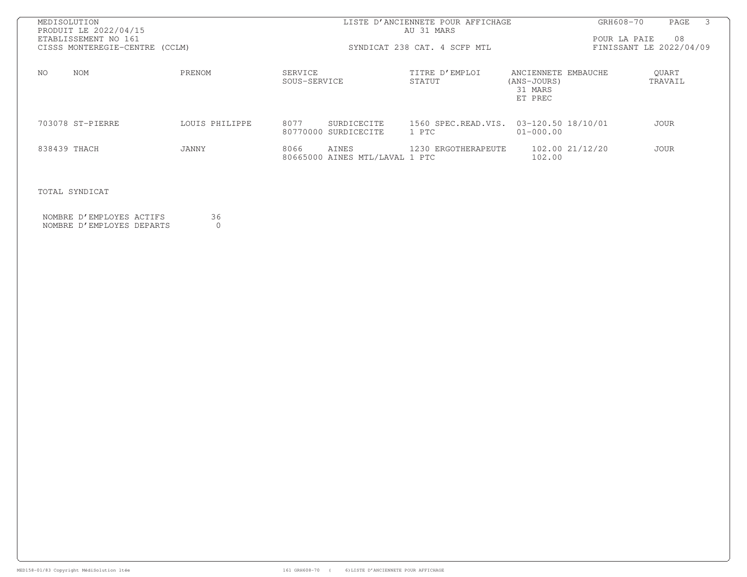MEDISOLUTION
PRODUIT LE 2022/04/15
ETABLISSEMENT NO 161
CISSS MONTEREGIE-CENTRE (CCLM)

LISTE D'ANCIENNETE POUR AFFICHAGE
AU 31 MARS

SYNDICAT 238 CAT. 4 SCFP MTL

GRH608-70 PAGE 3
POUR LA PAIE 08
FINISSANT LE 2022/04/09

| NO | NOM | PRENOM | SERVICE<br>SOUS-SERVICE | TITRE D'EMPLOI<br>STATUT | ANCIENNETE (ANS-JOURS)<br>31 MARS<br>ET PREC | EMBAUCHE | QUART TRAVAIL |
|---|---|---|---|---|---|---|---|
| 703078 | ST-PIERRE | LOUIS PHILIPPE | 8077 SURDICECITE<br>80770000 SURDICECITE | 1560 SPEC.READ.VIS.<br>1 PTC | 03-120.50<br>01-000.00 | 18/10/01 | JOUR |
| 838439 | THACH | JANNY | 8066 AINES<br>80665000 AINES MTL/LAVAL | 1230 ERGOTHERAPEUTE<br>1 PTC | 102.00<br>102.00 | 21/12/20 | JOUR |

TOTAL SYNDICAT

| | |
|---|---|
| NOMBRE D'EMPLOYES ACTIFS | 36 |
| NOMBRE D'EMPLOYES DEPARTS | 0 |